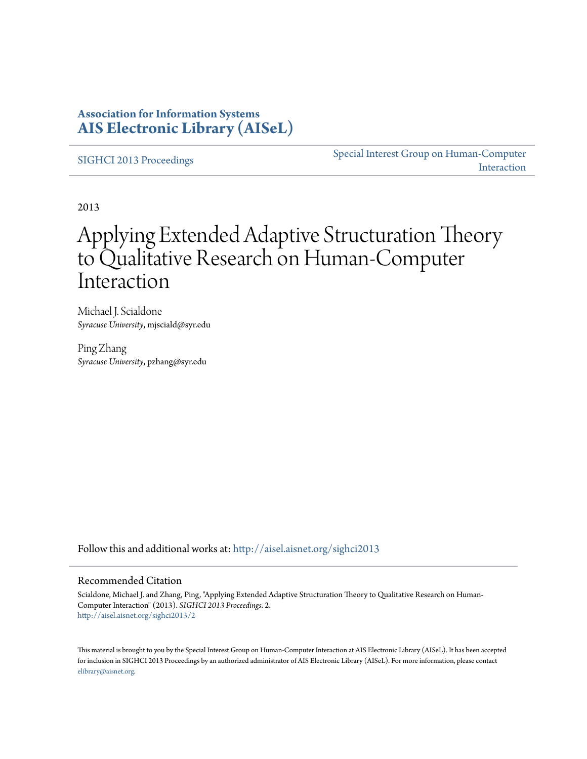**Association for Information Systems**
**AIS Electronic Library (AISeL)**

SIGHCI 2013 Proceedings

Special Interest Group on Human-Computer Interaction

2013

# Applying Extended Adaptive Structuration Theory to Qualitative Research on Human-Computer Interaction

Michael J. Scialdone
*Syracuse University*, mjsciald@syr.edu

Ping Zhang
*Syracuse University*, pzhang@syr.edu

Follow this and additional works at: http://aisel.aisnet.org/sighci2013

## Recommended Citation

Scialdone, Michael J. and Zhang, Ping, "Applying Extended Adaptive Structuration Theory to Qualitative Research on Human-Computer Interaction" (2013). *SIGHCI 2013 Proceedings*. 2.
http://aisel.aisnet.org/sighci2013/2

This material is brought to you by the Special Interest Group on Human-Computer Interaction at AIS Electronic Library (AISeL). It has been accepted for inclusion in SIGHCI 2013 Proceedings by an authorized administrator of AIS Electronic Library (AISeL). For more information, please contact elibrary@aisnet.org.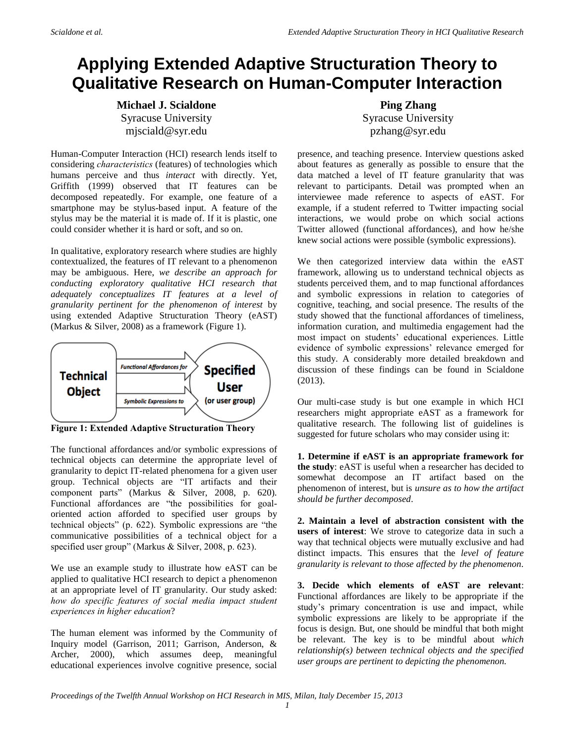# Applying Extended Adaptive Structuration Theory to Qualitative Research on Human-Computer Interaction

**Michael J. Scialdone**
Syracuse University
mjsciald@syr.edu

**Ping Zhang**
Syracuse University
pzhang@syr.edu

Human-Computer Interaction (HCI) research lends itself to considering *characteristics* (features) of technologies which humans perceive and thus *interact* with directly. Yet, Griffith (1999) observed that IT features can be decomposed repeatedly. For example, one feature of a smartphone may be stylus-based input. A feature of the stylus may be the material it is made of. If it is plastic, one could consider whether it is hard or soft, and so on.

In qualitative, exploratory research where studies are highly contextualized, the features of IT relevant to a phenomenon may be ambiguous. Here, *we describe an approach for conducting exploratory qualitative HCI research that adequately conceptualizes IT features at a level of granularity pertinent for the phenomenon of interest* by using extended Adaptive Structuration Theory (eAST) (Markus & Silver, 2008) as a framework (Figure 1).

**Figure 1: Extended Adaptive Structuration Theory**

The functional affordances and/or symbolic expressions of technical objects can determine the appropriate level of granularity to depict IT-related phenomena for a given user group. Technical objects are "IT artifacts and their component parts" (Markus & Silver, 2008, p. 620). Functional affordances are "the possibilities for goal-oriented action afforded to specified user groups by technical objects" (p. 622). Symbolic expressions are "the communicative possibilities of a technical object for a specified user group" (Markus & Silver, 2008, p. 623).

We use an example study to illustrate how eAST can be applied to qualitative HCI research to depict a phenomenon at an appropriate level of IT granularity. Our study asked: *how do specific features of social media impact student experiences in higher education*?

The human element was informed by the Community of Inquiry model (Garrison, 2011; Garrison, Anderson, & Archer, 2000), which assumes deep, meaningful educational experiences involve cognitive presence, social presence, and teaching presence. Interview questions asked about features as generally as possible to ensure that the data matched a level of IT feature granularity that was relevant to participants. Detail was prompted when an interviewee made reference to aspects of eAST. For example, if a student referred to Twitter impacting social interactions, we would probe on which social actions Twitter allowed (functional affordances), and how he/she knew social actions were possible (symbolic expressions).

We then categorized interview data within the eAST framework, allowing us to understand technical objects as students perceived them, and to map functional affordances and symbolic expressions in relation to categories of cognitive, teaching, and social presence. The results of the study showed that the functional affordances of timeliness, information curation, and multimedia engagement had the most impact on students' educational experiences. Little evidence of symbolic expressions' relevance emerged for this study. A considerably more detailed breakdown and discussion of these findings can be found in Scialdone (2013).

Our multi-case study is but one example in which HCI researchers might appropriate eAST as a framework for qualitative research. The following list of guidelines is suggested for future scholars who may consider using it:

**1. Determine if eAST is an appropriate framework for the study**: eAST is useful when a researcher has decided to somewhat decompose an IT artifact based on the phenomenon of interest, but is *unsure as to how the artifact should be further decomposed*.

**2. Maintain a level of abstraction consistent with the users of interest**: We strove to categorize data in such a way that technical objects were mutually exclusive and had distinct impacts. This ensures that the *level of feature granularity is relevant to those affected by the phenomenon*.

**3. Decide which elements of eAST are relevant**: Functional affordances are likely to be appropriate if the study's primary concentration is use and impact, while symbolic expressions are likely to be appropriate if the focus is design. But, one should be mindful that both might be relevant. The key is to be mindful about *which relationship(s) between technical objects and the specified user groups are pertinent to depicting the phenomenon.*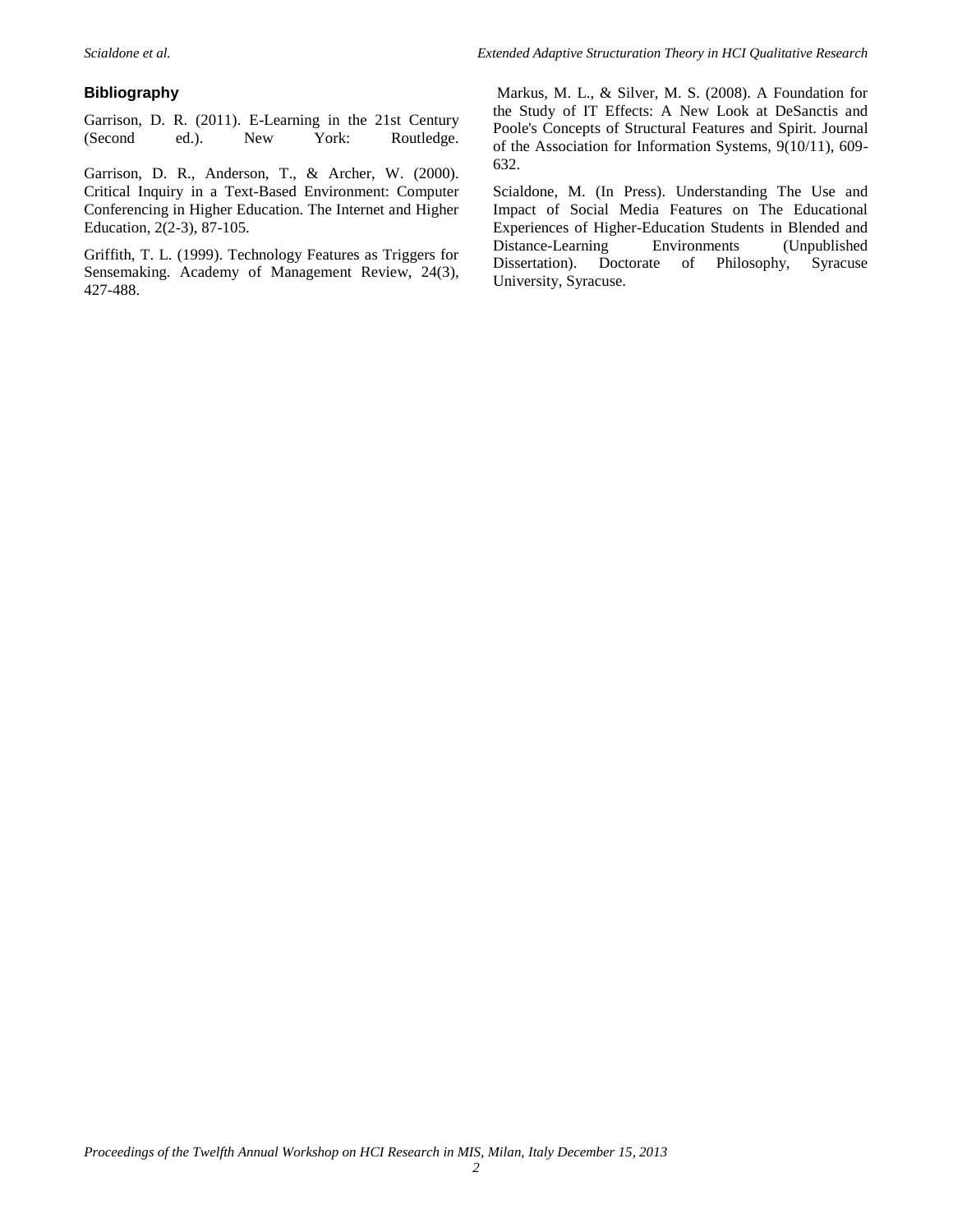## Bibliography

Garrison, D. R. (2011). E-Learning in the 21st Century (Second ed.). New York: Routledge.

Garrison, D. R., Anderson, T., & Archer, W. (2000). Critical Inquiry in a Text-Based Environment: Computer Conferencing in Higher Education. The Internet and Higher Education, 2(2-3), 87-105.

Griffith, T. L. (1999). Technology Features as Triggers for Sensemaking. Academy of Management Review, 24(3), 427-488.

Markus, M. L., & Silver, M. S. (2008). A Foundation for the Study of IT Effects: A New Look at DeSanctis and Poole's Concepts of Structural Features and Spirit. Journal of the Association for Information Systems, 9(10/11), 609-632.

Scialdone, M. (In Press). Understanding The Use and Impact of Social Media Features on The Educational Experiences of Higher-Education Students in Blended and Distance-Learning Environments (Unpublished Dissertation). Doctorate of Philosophy, Syracuse University, Syracuse.